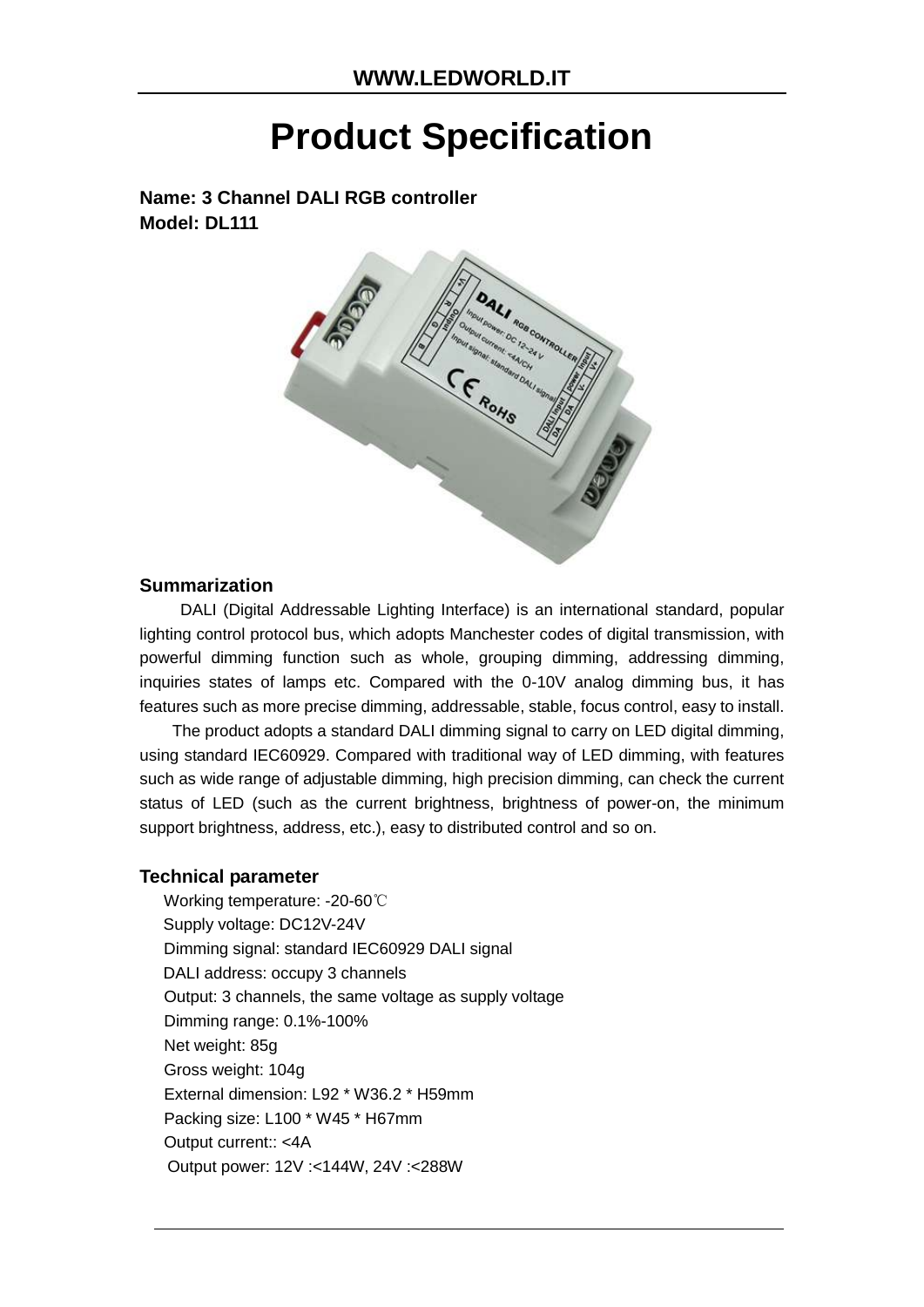# Product Specification

**Name: 3 Channel DALI RGB controller**
**Model: DL111**

### Summarization

DALI (Digital Addressable Lighting Interface) is an international standard, popular lighting control protocol bus, which adopts Manchester codes of digital transmission, with powerful dimming function such as whole, grouping dimming, addressing dimming, inquiries states of lamps etc. Compared with the 0-10V analog dimming bus, it has features such as more precise dimming, addressable, stable, focus control, easy to install.

The product adopts a standard DALI dimming signal to carry on LED digital dimming, using standard IEC60929. Compared with traditional way of LED dimming, with features such as wide range of adjustable dimming, high precision dimming, can check the current status of LED (such as the current brightness, brightness of power-on, the minimum support brightness, address, etc.), easy to distributed control and so on.

### Technical parameter

Working temperature: -20-60℃
Supply voltage: DC12V-24V
Dimming signal: standard IEC60929 DALI signal
DALI address: occupy 3 channels
Output: 3 channels, the same voltage as supply voltage
Dimming range: 0.1%-100%
Net weight: 85g
Gross weight: 104g
External dimension: L92 * W36.2 * H59mm
Packing size: L100 * W45 * H67mm
Output current:: <4A
Output power: 12V :<144W, 24V :<288W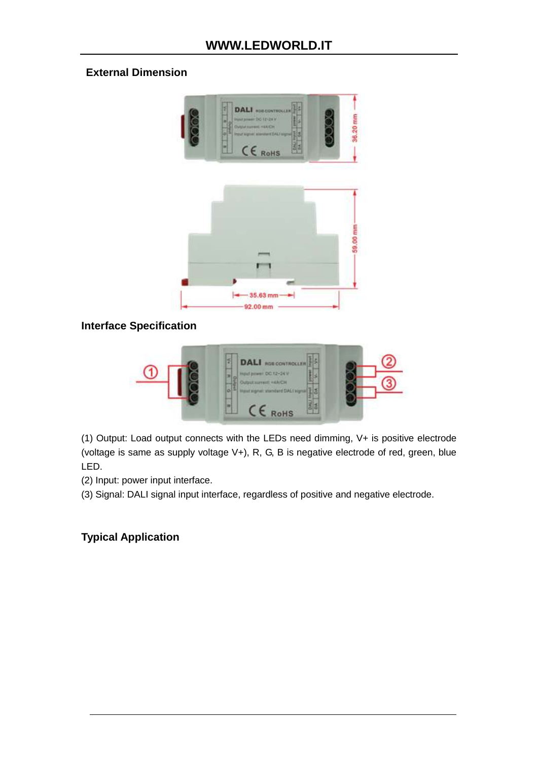## External Dimension

## Interface Specification

(1) Output: Load output connects with the LEDs need dimming, V+ is positive electrode (voltage is same as supply voltage V+), R, G, B is negative electrode of red, green, blue LED.

(2) Input: power input interface.

(3) Signal: DALI signal input interface, regardless of positive and negative electrode.

## Typical Application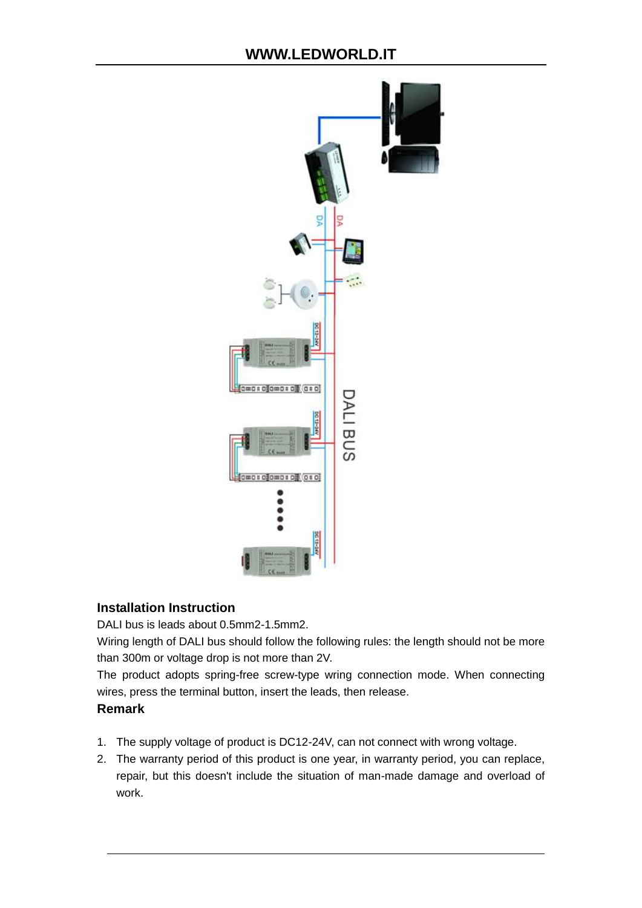## Installation Instruction

DALI bus is leads about 0.5mm2-1.5mm2.

Wiring length of DALI bus should follow the following rules: the length should not be more than 300m or voltage drop is not more than 2V.

The product adopts spring-free screw-type wring connection mode. When connecting wires, press the terminal button, insert the leads, then release.

## Remark

1. The supply voltage of product is DC12-24V, can not connect with wrong voltage.
2. The warranty period of this product is one year, in warranty period, you can replace, repair, but this doesn't include the situation of man-made damage and overload of work.